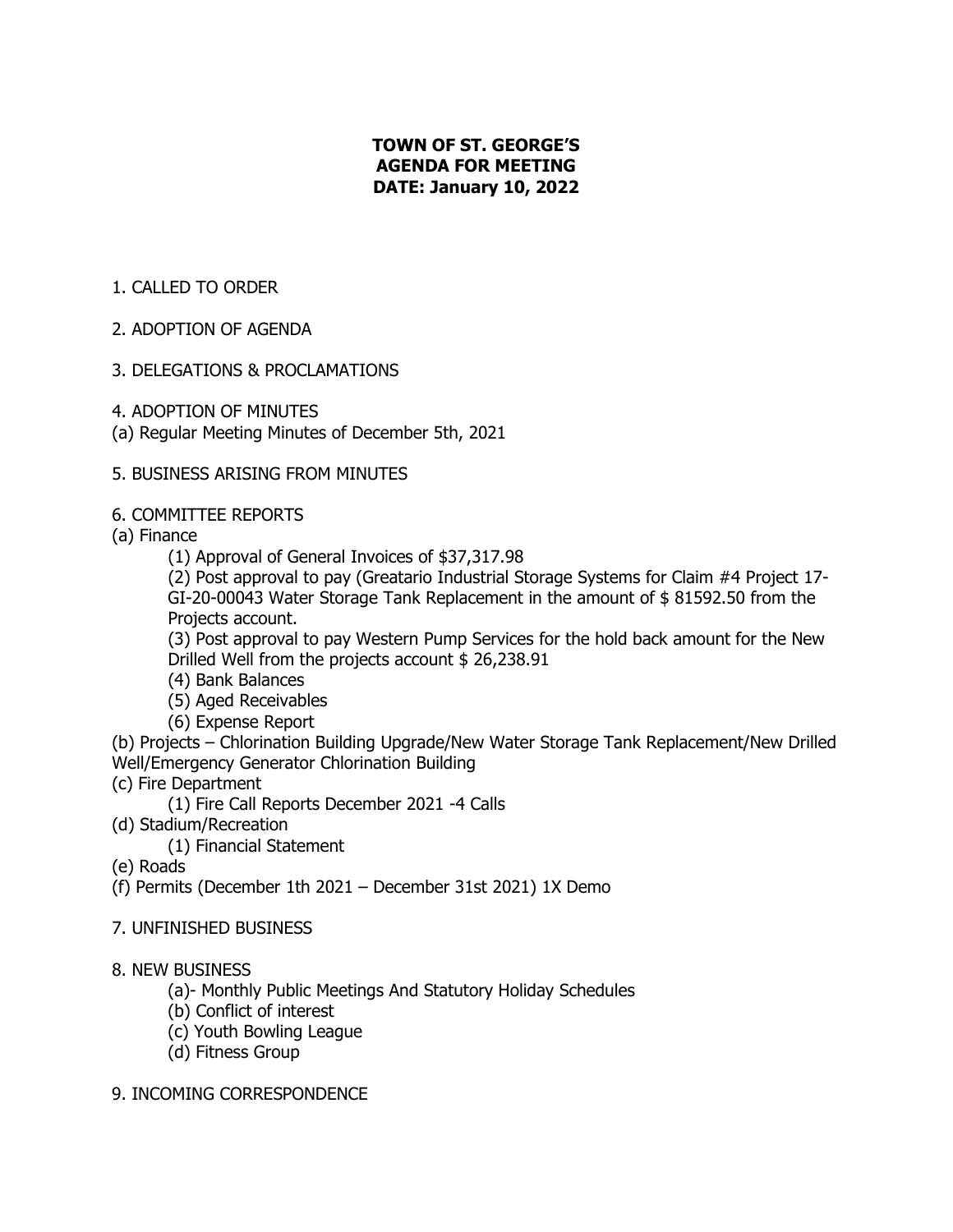**TOWN OF ST. GEORGE'S**
**AGENDA FOR MEETING**
**DATE: January 10, 2022**

1. CALLED TO ORDER

2. ADOPTION OF AGENDA

3. DELEGATIONS & PROCLAMATIONS

4. ADOPTION OF MINUTES
(a) Regular Meeting Minutes of December 5th, 2021

5. BUSINESS ARISING FROM MINUTES

6. COMMITTEE REPORTS
(a) Finance
    (1) Approval of General Invoices of $37,317.98
    (2) Post approval to pay (Greatario Industrial Storage Systems for Claim #4 Project 17-GI-20-00043 Water Storage Tank Replacement in the amount of $ 81592.50 from the Projects account.
    (3) Post approval to pay Western Pump Services for the hold back amount for the New Drilled Well from the projects account $ 26,238.91
    (4) Bank Balances
    (5) Aged Receivables
    (6) Expense Report
(b) Projects – Chlorination Building Upgrade/New Water Storage Tank Replacement/New Drilled Well/Emergency Generator Chlorination Building
(c) Fire Department
    (1) Fire Call Reports December 2021 -4 Calls
(d) Stadium/Recreation
    (1) Financial Statement
(e) Roads
(f) Permits (December 1th 2021 – December 31st 2021) 1X Demo

7. UNFINISHED BUSINESS

8. NEW BUSINESS
    (a)- Monthly Public Meetings And Statutory Holiday Schedules
    (b) Conflict of interest
    (c) Youth Bowling League
    (d) Fitness Group

9. INCOMING CORRESPONDENCE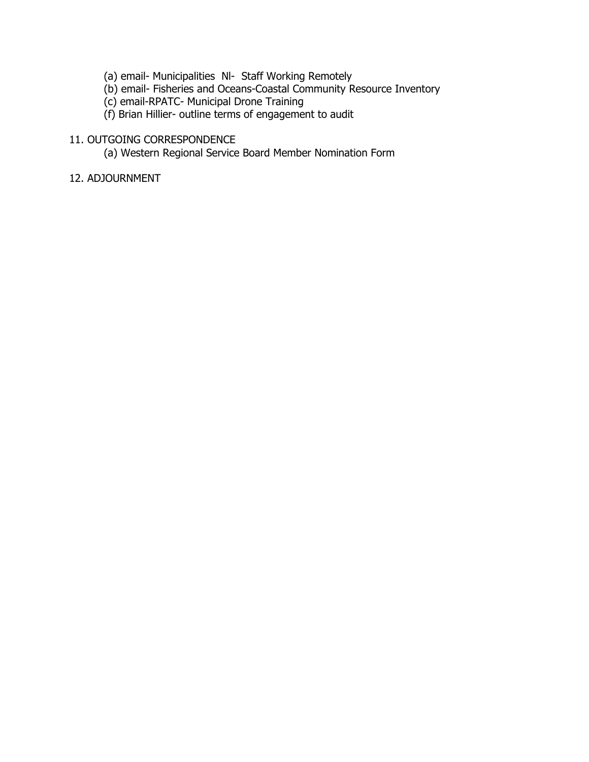(a) email- Municipalities  Nl-  Staff Working Remotely
(b) email- Fisheries and Oceans-Coastal Community Resource Inventory
(c) email-RPATC- Municipal Drone Training
(f) Brian Hillier- outline terms of engagement to audit

11. OUTGOING CORRESPONDENCE
    (a) Western Regional Service Board Member Nomination Form

12. ADJOURNMENT